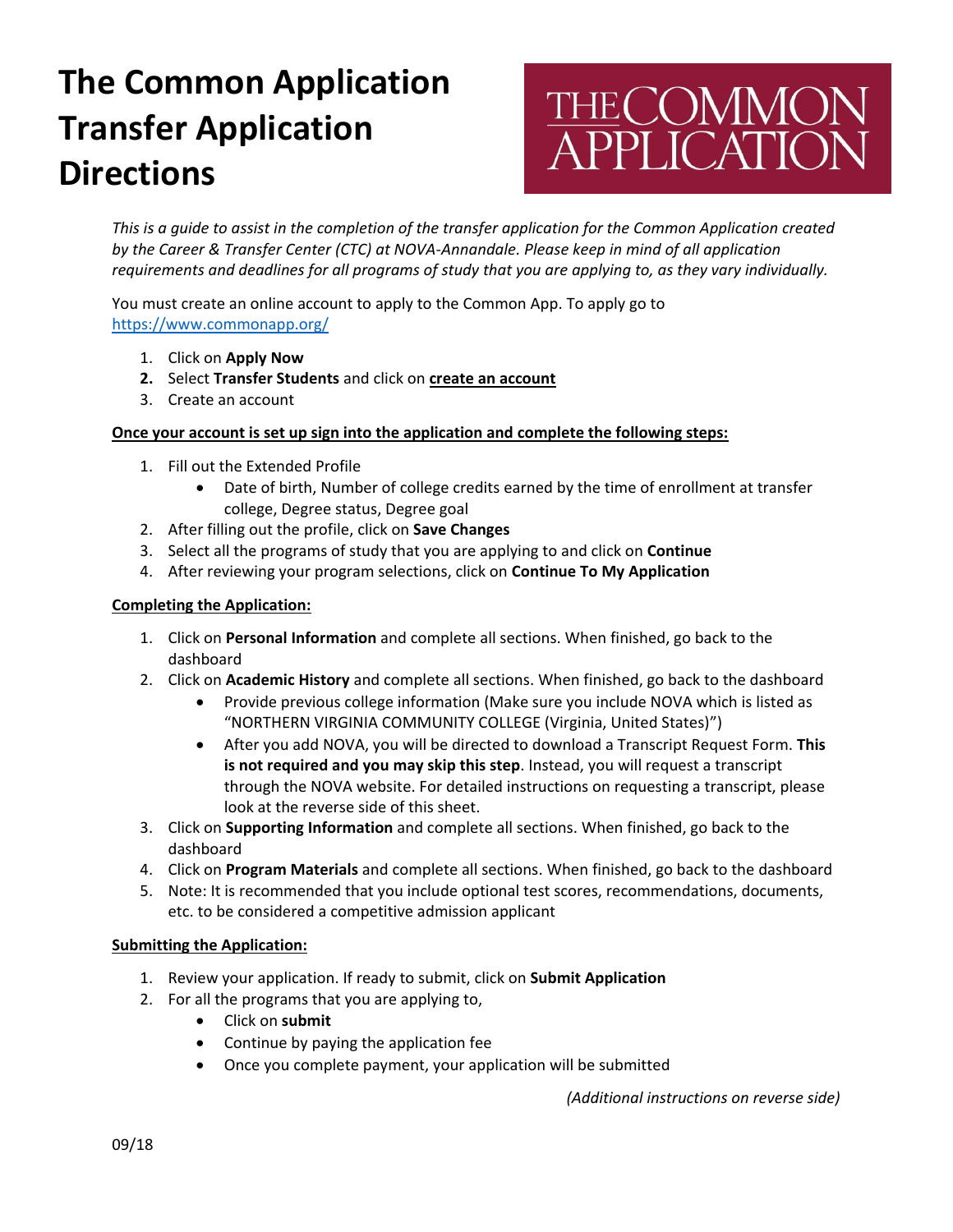# The Common Application Transfer Application Directions

THE COMMON APPLICATION

*This is a guide to assist in the completion of the transfer application for the Common Application created by the Career & Transfer Center (CTC) at NOVA-Annandale. Please keep in mind of all application requirements and deadlines for all programs of study that you are applying to, as they vary individually.*

You must create an online account to apply to the Common App. To apply go to https://www.commonapp.org/

1. Click on **Apply Now**
2. Select **Transfer Students** and click on **create an account**
3. Create an account

**Once your account is set up sign into the application and complete the following steps:**

1. Fill out the Extended Profile
   - Date of birth, Number of college credits earned by the time of enrollment at transfer college, Degree status, Degree goal
2. After filling out the profile, click on **Save Changes**
3. Select all the programs of study that you are applying to and click on **Continue**
4. After reviewing your program selections, click on **Continue To My Application**

**Completing the Application:**

1. Click on **Personal Information** and complete all sections. When finished, go back to the dashboard
2. Click on **Academic History** and complete all sections. When finished, go back to the dashboard
   - Provide previous college information (Make sure you include NOVA which is listed as "NORTHERN VIRGINIA COMMUNITY COLLEGE (Virginia, United States)")
   - After you add NOVA, you will be directed to download a Transcript Request Form. **This is not required and you may skip this step**. Instead, you will request a transcript through the NOVA website. For detailed instructions on requesting a transcript, please look at the reverse side of this sheet.
3. Click on **Supporting Information** and complete all sections. When finished, go back to the dashboard
4. Click on **Program Materials** and complete all sections. When finished, go back to the dashboard
5. Note: It is recommended that you include optional test scores, recommendations, documents, etc. to be considered a competitive admission applicant

**Submitting the Application:**

1. Review your application. If ready to submit, click on **Submit Application**
2. For all the programs that you are applying to,
   - Click on **submit**
   - Continue by paying the application fee
   - Once you complete payment, your application will be submitted

*(Additional instructions on reverse side)*

09/18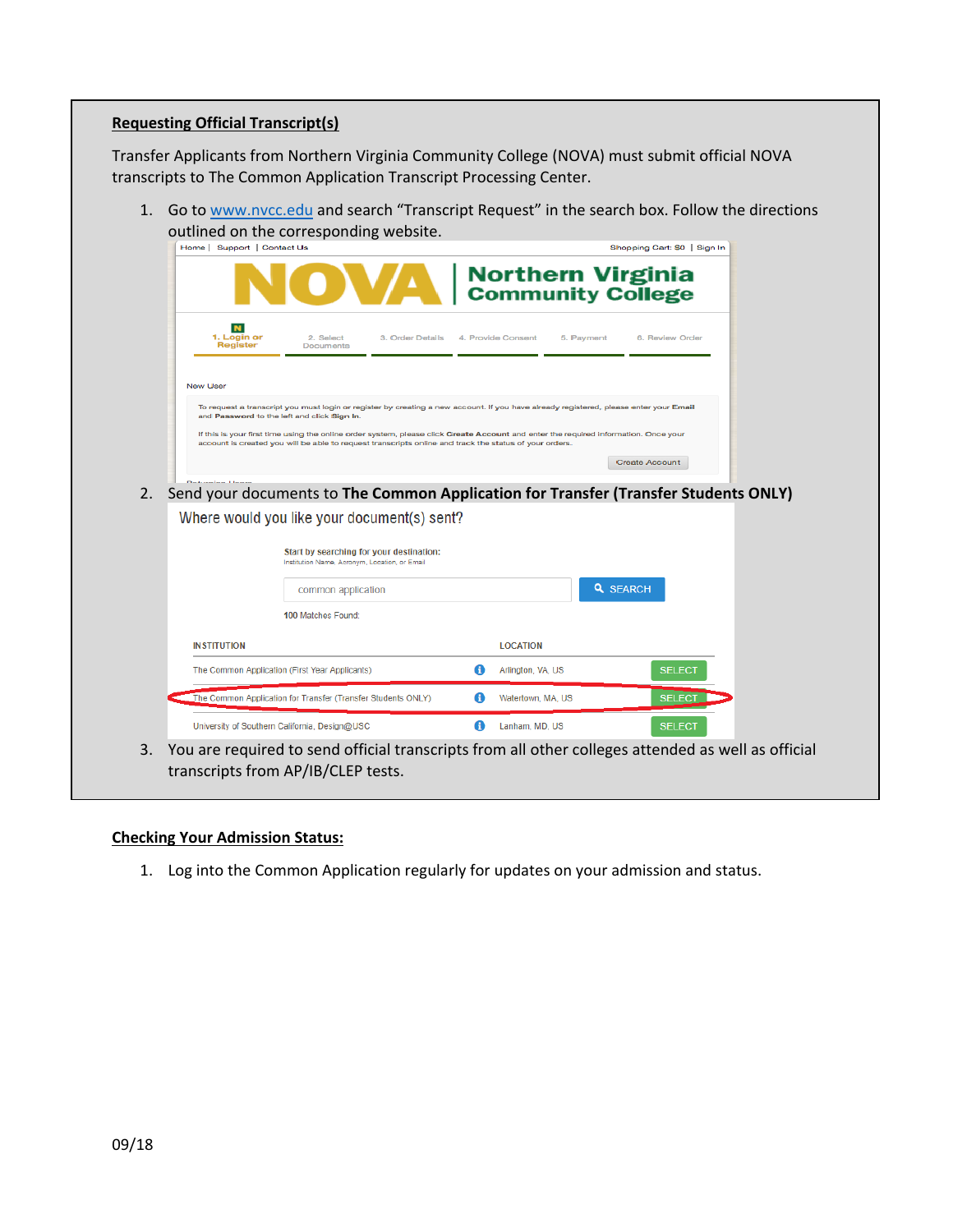**Requesting Official Transcript(s)**

Transfer Applicants from Northern Virginia Community College (NOVA) must submit official NOVA transcripts to The Common Application Transcript Processing Center.

1. Go to www.nvcc.edu and search "Transcript Request" in the search box. Follow the directions outlined on the corresponding website.

Home | Support | Contact Us    Shopping Cart: $0 | Sign In

NOVA Northern Virginia Community College

1. Login or Register    2. Select Documents    3. Order Details    4. Provide Consent    5. Payment    6. Review Order

New User

To request a transcript you must login or register by creating a new account. If you have already registered, please enter your **Email** and **Password** to the left and click **Sign In**.

If this is your first time using the online order system, please click **Create Account** and enter the required information. Once your account is created you will be able to request transcripts online and track the status of your orders.

Create Account

2. Send your documents to **The Common Application for Transfer (Transfer Students ONLY)**

Where would you like your document(s) sent?

Start by searching for your destination:
Institution Name, Acronym, Location, or Email

common application    SEARCH

100 Matches Found:

| INSTITUTION | LOCATION | |
|---|---|---|
| The Common Application (First Year Applicants) | Arlington, VA, US | SELECT |
| The Common Application for Transfer (Transfer Students ONLY) | Watertown, MA, US | SELECT |
| University of Southern California, Design@USC | Lanham, MD, US | SELECT |

3. You are required to send official transcripts from all other colleges attended as well as official transcripts from AP/IB/CLEP tests.

**Checking Your Admission Status:**

1. Log into the Common Application regularly for updates on your admission and status.

09/18